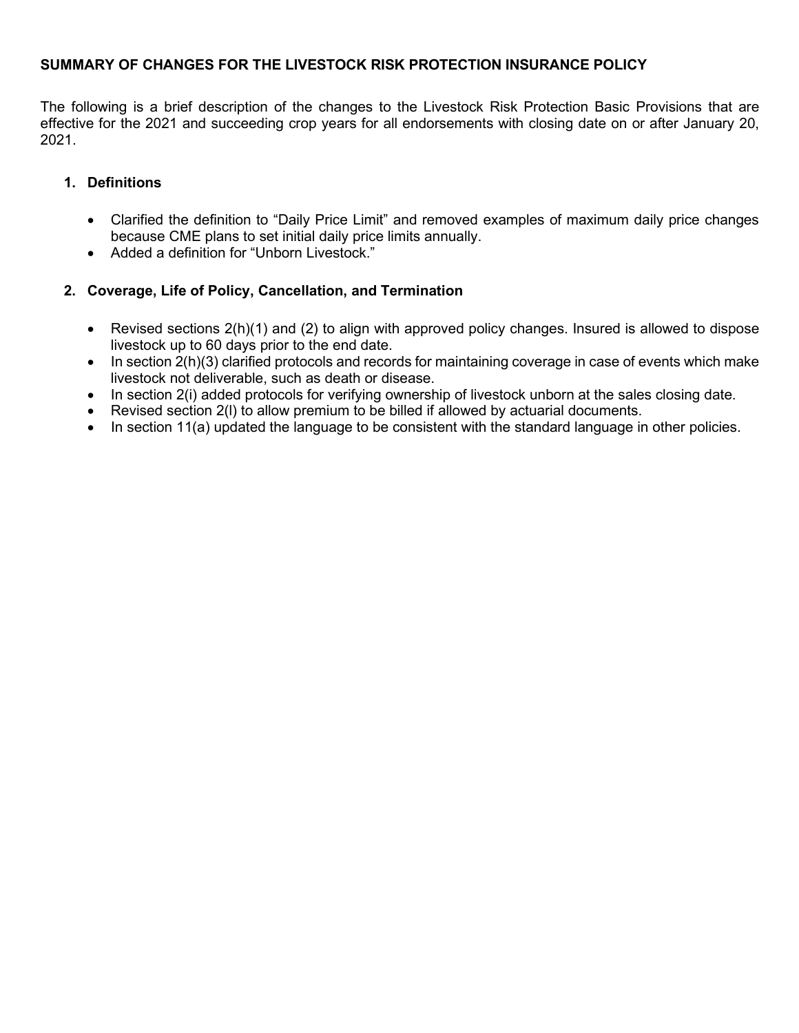**SUMMARY OF CHANGES FOR THE LIVESTOCK RISK PROTECTION INSURANCE POLICY**

The following is a brief description of the changes to the Livestock Risk Protection Basic Provisions that are effective for the 2021 and succeeding crop years for all endorsements with closing date on or after January 20, 2021.

1. **Definitions**

   - Clarified the definition to "Daily Price Limit" and removed examples of maximum daily price changes because CME plans to set initial daily price limits annually.
   - Added a definition for "Unborn Livestock."

2. **Coverage, Life of Policy, Cancellation, and Termination**

   - Revised sections 2(h)(1) and (2) to align with approved policy changes. Insured is allowed to dispose livestock up to 60 days prior to the end date.
   - In section 2(h)(3) clarified protocols and records for maintaining coverage in case of events which make livestock not deliverable, such as death or disease.
   - In section 2(i) added protocols for verifying ownership of livestock unborn at the sales closing date.
   - Revised section 2(l) to allow premium to be billed if allowed by actuarial documents.
   - In section 11(a) updated the language to be consistent with the standard language in other policies.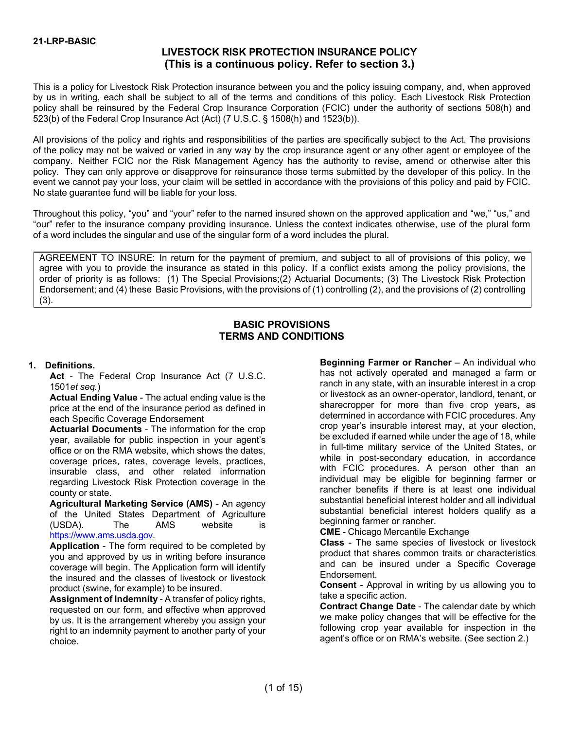**21-LRP-BASIC**

# LIVESTOCK RISK PROTECTION INSURANCE POLICY
## (This is a continuous policy. Refer to section 3.)

This is a policy for Livestock Risk Protection insurance between you and the policy issuing company, and, when approved by us in writing, each shall be subject to all of the terms and conditions of this policy. Each Livestock Risk Protection policy shall be reinsured by the Federal Crop Insurance Corporation (FCIC) under the authority of sections 508(h) and 523(b) of the Federal Crop Insurance Act (Act) (7 U.S.C. § 1508(h) and 1523(b)).

All provisions of the policy and rights and responsibilities of the parties are specifically subject to the Act. The provisions of the policy may not be waived or varied in any way by the crop insurance agent or any other agent or employee of the company. Neither FCIC nor the Risk Management Agency has the authority to revise, amend or otherwise alter this policy. They can only approve or disapprove for reinsurance those terms submitted by the developer of this policy. In the event we cannot pay your loss, your claim will be settled in accordance with the provisions of this policy and paid by FCIC. No state guarantee fund will be liable for your loss.

Throughout this policy, "you" and "your" refer to the named insured shown on the approved application and "we," "us," and "our" refer to the insurance company providing insurance. Unless the context indicates otherwise, use of the plural form of a word includes the singular and use of the singular form of a word includes the plural.

AGREEMENT TO INSURE: In return for the payment of premium, and subject to all of provisions of this policy, we agree with you to provide the insurance as stated in this policy. If a conflict exists among the policy provisions, the order of priority is as follows: (1) The Special Provisions;(2) Actuarial Documents; (3) The Livestock Risk Protection Endorsement; and (4) these Basic Provisions, with the provisions of (1) controlling (2), and the provisions of (2) controlling (3).

## BASIC PROVISIONS
## TERMS AND CONDITIONS

**1. Definitions.**

**Act** - The Federal Crop Insurance Act (7 U.S.C. 1501*et seq.*)

**Actual Ending Value** - The actual ending value is the price at the end of the insurance period as defined in each Specific Coverage Endorsement

**Actuarial Documents** - The information for the crop year, available for public inspection in your agent's office or on the RMA website, which shows the dates, coverage prices, rates, coverage levels, practices, insurable class, and other related information regarding Livestock Risk Protection coverage in the county or state.

**Agricultural Marketing Service (AMS)** - An agency of the United States Department of Agriculture (USDA). The AMS website is https://www.ams.usda.gov.

**Application** - The form required to be completed by you and approved by us in writing before insurance coverage will begin. The Application form will identify the insured and the classes of livestock or livestock product (swine, for example) to be insured.

**Assignment of Indemnity** - A transfer of policy rights, requested on our form, and effective when approved by us. It is the arrangement whereby you assign your right to an indemnity payment to another party of your choice.

**Beginning Farmer or Rancher** – An individual who has not actively operated and managed a farm or ranch in any state, with an insurable interest in a crop or livestock as an owner-operator, landlord, tenant, or sharecropper for more than five crop years, as determined in accordance with FCIC procedures. Any crop year's insurable interest may, at your election, be excluded if earned while under the age of 18, while in full-time military service of the United States, or while in post-secondary education, in accordance with FCIC procedures. A person other than an individual may be eligible for beginning farmer or rancher benefits if there is at least one individual substantial beneficial interest holder and all individual substantial beneficial interest holders qualify as a beginning farmer or rancher.

**CME** - Chicago Mercantile Exchange

**Class** - The same species of livestock or livestock product that shares common traits or characteristics and can be insured under a Specific Coverage Endorsement.

**Consent** - Approval in writing by us allowing you to take a specific action.

**Contract Change Date** - The calendar date by which we make policy changes that will be effective for the following crop year available for inspection in the agent's office or on RMA's website. (See section 2.)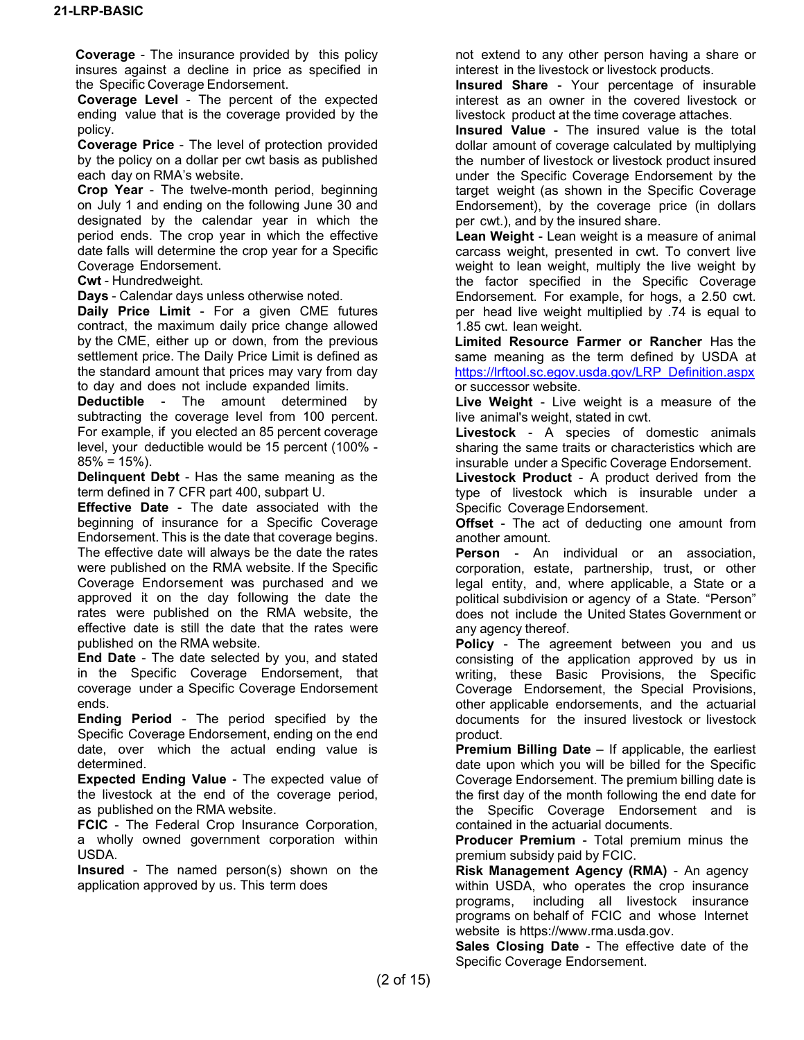**Coverage** - The insurance provided by this policy insures against a decline in price as specified in the Specific Coverage Endorsement.

**Coverage Level** - The percent of the expected ending value that is the coverage provided by the policy.

**Coverage Price** - The level of protection provided by the policy on a dollar per cwt basis as published each day on RMA's website.

**Crop Year** - The twelve-month period, beginning on July 1 and ending on the following June 30 and designated by the calendar year in which the period ends. The crop year in which the effective date falls will determine the crop year for a Specific Coverage Endorsement.

**Cwt** - Hundredweight.

**Days** - Calendar days unless otherwise noted.

**Daily Price Limit** - For a given CME futures contract, the maximum daily price change allowed by the CME, either up or down, from the previous settlement price. The Daily Price Limit is defined as the standard amount that prices may vary from day to day and does not include expanded limits.

**Deductible** - The amount determined by subtracting the coverage level from 100 percent. For example, if you elected an 85 percent coverage level, your deductible would be 15 percent (100% - 85% = 15%).

**Delinquent Debt** - Has the same meaning as the term defined in 7 CFR part 400, subpart U.

**Effective Date** - The date associated with the beginning of insurance for a Specific Coverage Endorsement. This is the date that coverage begins. The effective date will always be the date the rates were published on the RMA website. If the Specific Coverage Endorsement was purchased and we approved it on the day following the date the rates were published on the RMA website, the effective date is still the date that the rates were published on the RMA website.

**End Date** - The date selected by you, and stated in the Specific Coverage Endorsement, that coverage under a Specific Coverage Endorsement ends.

**Ending Period** - The period specified by the Specific Coverage Endorsement, ending on the end date, over which the actual ending value is determined.

**Expected Ending Value** - The expected value of the livestock at the end of the coverage period, as published on the RMA website.

**FCIC** - The Federal Crop Insurance Corporation, a wholly owned government corporation within USDA.

**Insured** - The named person(s) shown on the application approved by us. This term does not extend to any other person having a share or interest in the livestock or livestock products.

**Insured Share** - Your percentage of insurable interest as an owner in the covered livestock or livestock product at the time coverage attaches.

**Insured Value** - The insured value is the total dollar amount of coverage calculated by multiplying the number of livestock or livestock product insured under the Specific Coverage Endorsement by the target weight (as shown in the Specific Coverage Endorsement), by the coverage price (in dollars per cwt.), and by the insured share.

**Lean Weight** - Lean weight is a measure of animal carcass weight, presented in cwt. To convert live weight to lean weight, multiply the live weight by the factor specified in the Specific Coverage Endorsement. For example, for hogs, a 2.50 cwt. per head live weight multiplied by .74 is equal to 1.85 cwt. lean weight.

**Limited Resource Farmer or Rancher** Has the same meaning as the term defined by USDA at https://lrftool.sc.egov.usda.gov/LRP_Definition.aspx or successor website.

**Live Weight** - Live weight is a measure of the live animal's weight, stated in cwt.

**Livestock** - A species of domestic animals sharing the same traits or characteristics which are insurable under a Specific Coverage Endorsement.

**Livestock Product** - A product derived from the type of livestock which is insurable under a Specific Coverage Endorsement.

**Offset** - The act of deducting one amount from another amount.

**Person** - An individual or an association, corporation, estate, partnership, trust, or other legal entity, and, where applicable, a State or a political subdivision or agency of a State. "Person" does not include the United States Government or any agency thereof.

**Policy** - The agreement between you and us consisting of the application approved by us in writing, these Basic Provisions, the Specific Coverage Endorsement, the Special Provisions, other applicable endorsements, and the actuarial documents for the insured livestock or livestock product.

**Premium Billing Date** – If applicable, the earliest date upon which you will be billed for the Specific Coverage Endorsement. The premium billing date is the first day of the month following the end date for the Specific Coverage Endorsement and is contained in the actuarial documents.

**Producer Premium** - Total premium minus the premium subsidy paid by FCIC.

**Risk Management Agency (RMA)** - An agency within USDA, who operates the crop insurance programs, including all livestock insurance programs on behalf of FCIC and whose Internet website is https://www.rma.usda.gov.

**Sales Closing Date** - The effective date of the Specific Coverage Endorsement.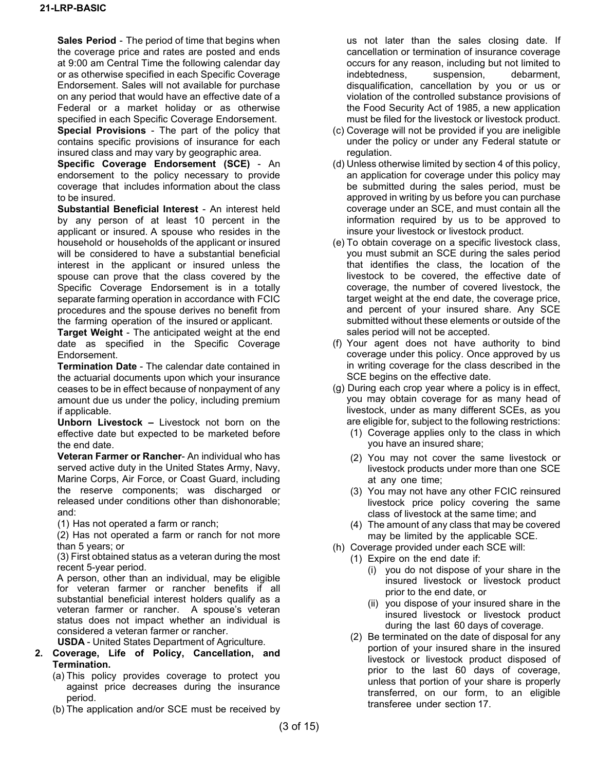**Sales Period** - The period of time that begins when the coverage price and rates are posted and ends at 9:00 am Central Time the following calendar day or as otherwise specified in each Specific Coverage Endorsement. Sales will not available for purchase on any period that would have an effective date of a Federal or a market holiday or as otherwise specified in each Specific Coverage Endorsement.

**Special Provisions** - The part of the policy that contains specific provisions of insurance for each insured class and may vary by geographic area.

**Specific Coverage Endorsement (SCE)** - An endorsement to the policy necessary to provide coverage that includes information about the class to be insured.

**Substantial Beneficial Interest** - An interest held by any person of at least 10 percent in the applicant or insured. A spouse who resides in the household or households of the applicant or insured will be considered to have a substantial beneficial interest in the applicant or insured unless the spouse can prove that the class covered by the Specific Coverage Endorsement is in a totally separate farming operation in accordance with FCIC procedures and the spouse derives no benefit from the farming operation of the insured or applicant.

**Target Weight** - The anticipated weight at the end date as specified in the Specific Coverage Endorsement.

**Termination Date** - The calendar date contained in the actuarial documents upon which your insurance ceases to be in effect because of nonpayment of any amount due us under the policy, including premium if applicable.

**Unborn Livestock –** Livestock not born on the effective date but expected to be marketed before the end date.

**Veteran Farmer or Rancher**- An individual who has served active duty in the United States Army, Navy, Marine Corps, Air Force, or Coast Guard, including the reserve components; was discharged or released under conditions other than dishonorable; and:

(1) Has not operated a farm or ranch;

(2) Has not operated a farm or ranch for not more than 5 years; or

(3) First obtained status as a veteran during the most recent 5-year period.

A person, other than an individual, may be eligible for veteran farmer or rancher benefits if all substantial beneficial interest holders qualify as a veteran farmer or rancher. A spouse's veteran status does not impact whether an individual is considered a veteran farmer or rancher.

**USDA** - United States Department of Agriculture.

**2. Coverage, Life of Policy, Cancellation, and Termination.**

(a) This policy provides coverage to protect you against price decreases during the insurance period.

(b) The application and/or SCE must be received by us not later than the sales closing date. If cancellation or termination of insurance coverage occurs for any reason, including but not limited to indebtedness, suspension, debarment, disqualification, cancellation by you or us or violation of the controlled substance provisions of the Food Security Act of 1985, a new application must be filed for the livestock or livestock product.

(c) Coverage will not be provided if you are ineligible under the policy or under any Federal statute or regulation.

(d) Unless otherwise limited by section 4 of this policy, an application for coverage under this policy may be submitted during the sales period, must be approved in writing by us before you can purchase coverage under an SCE, and must contain all the information required by us to be approved to insure your livestock or livestock product.

(e) To obtain coverage on a specific livestock class, you must submit an SCE during the sales period that identifies the class, the location of the livestock to be covered, the effective date of coverage, the number of covered livestock, the target weight at the end date, the coverage price, and percent of your insured share. Any SCE submitted without these elements or outside of the sales period will not be accepted.

(f) Your agent does not have authority to bind coverage under this policy. Once approved by us in writing coverage for the class described in the SCE begins on the effective date.

(g) During each crop year where a policy is in effect, you may obtain coverage for as many head of livestock, under as many different SCEs, as you are eligible for, subject to the following restrictions:

(1) Coverage applies only to the class in which you have an insured share;

(2) You may not cover the same livestock or livestock products under more than one SCE at any one time;

(3) You may not have any other FCIC reinsured livestock price policy covering the same class of livestock at the same time; and

(4) The amount of any class that may be covered may be limited by the applicable SCE.

(h) Coverage provided under each SCE will:

(1) Expire on the end date if:

(i) you do not dispose of your share in the insured livestock or livestock product prior to the end date, or

(ii) you dispose of your insured share in the insured livestock or livestock product during the last 60 days of coverage.

(2) Be terminated on the date of disposal for any portion of your insured share in the insured livestock or livestock product disposed of prior to the last 60 days of coverage, unless that portion of your share is properly transferred, on our form, to an eligible transferee under section 17.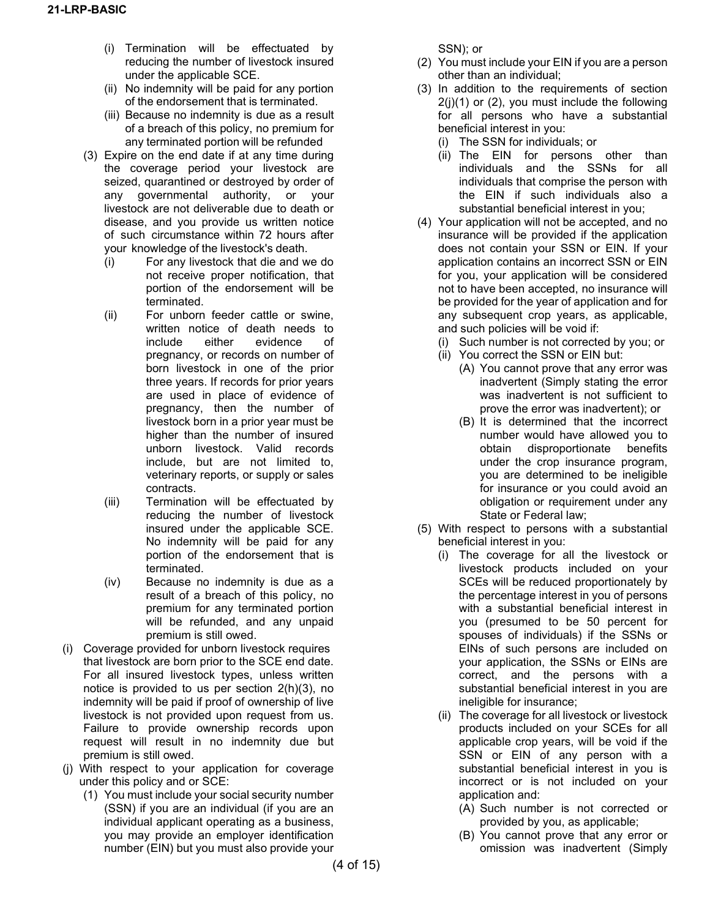(i) Termination will be effectuated by reducing the number of livestock insured under the applicable SCE.

(ii) No indemnity will be paid for any portion of the endorsement that is terminated.

(iii) Because no indemnity is due as a result of a breach of this policy, no premium for any terminated portion will be refunded

(3) Expire on the end date if at any time during the coverage period your livestock are seized, quarantined or destroyed by order of any governmental authority, or your livestock are not deliverable due to death or disease, and you provide us written notice of such circumstance within 72 hours after your knowledge of the livestock's death.

(i) For any livestock that die and we do not receive proper notification, that portion of the endorsement will be terminated.

(ii) For unborn feeder cattle or swine, written notice of death needs to include either evidence of pregnancy, or records on number of born livestock in one of the prior three years. If records for prior years are used in place of evidence of pregnancy, then the number of livestock born in a prior year must be higher than the number of insured unborn livestock. Valid records include, but are not limited to, veterinary reports, or supply or sales contracts.

(iii) Termination will be effectuated by reducing the number of livestock insured under the applicable SCE. No indemnity will be paid for any portion of the endorsement that is terminated.

(iv) Because no indemnity is due as a result of a breach of this policy, no premium for any terminated portion will be refunded, and any unpaid premium is still owed.

(i) Coverage provided for unborn livestock requires that livestock are born prior to the SCE end date. For all insured livestock types, unless written notice is provided to us per section 2(h)(3), no indemnity will be paid if proof of ownership of live livestock is not provided upon request from us. Failure to provide ownership records upon request will result in no indemnity due but premium is still owed.

(j) With respect to your application for coverage under this policy and or SCE:

(1) You must include your social security number (SSN) if you are an individual (if you are an individual applicant operating as a business, you may provide an employer identification number (EIN) but you must also provide your SSN); or

(2) You must include your EIN if you are a person other than an individual;

(3) In addition to the requirements of section 2(j)(1) or (2), you must include the following for all persons who have a substantial beneficial interest in you:

(i) The SSN for individuals; or

(ii) The EIN for persons other than individuals and the SSNs for all individuals that comprise the person with the EIN if such individuals also a substantial beneficial interest in you;

(4) Your application will not be accepted, and no insurance will be provided if the application does not contain your SSN or EIN. If your application contains an incorrect SSN or EIN for you, your application will be considered not to have been accepted, no insurance will be provided for the year of application and for any subsequent crop years, as applicable, and such policies will be void if:

(i) Such number is not corrected by you; or

(ii) You correct the SSN or EIN but:

(A) You cannot prove that any error was inadvertent (Simply stating the error was inadvertent is not sufficient to prove the error was inadvertent); or

(B) It is determined that the incorrect number would have allowed you to obtain disproportionate benefits under the crop insurance program, you are determined to be ineligible for insurance or you could avoid an obligation or requirement under any State or Federal law;

(5) With respect to persons with a substantial beneficial interest in you:

(i) The coverage for all the livestock or livestock products included on your SCEs will be reduced proportionately by the percentage interest in you of persons with a substantial beneficial interest in you (presumed to be 50 percent for spouses of individuals) if the SSNs or EINs of such persons are included on your application, the SSNs or EINs are correct, and the persons with a substantial beneficial interest in you are ineligible for insurance;

(ii) The coverage for all livestock or livestock products included on your SCEs for all applicable crop years, will be void if the SSN or EIN of any person with a substantial beneficial interest in you is incorrect or is not included on your application and:

(A) Such number is not corrected or provided by you, as applicable;

(B) You cannot prove that any error or omission was inadvertent (Simply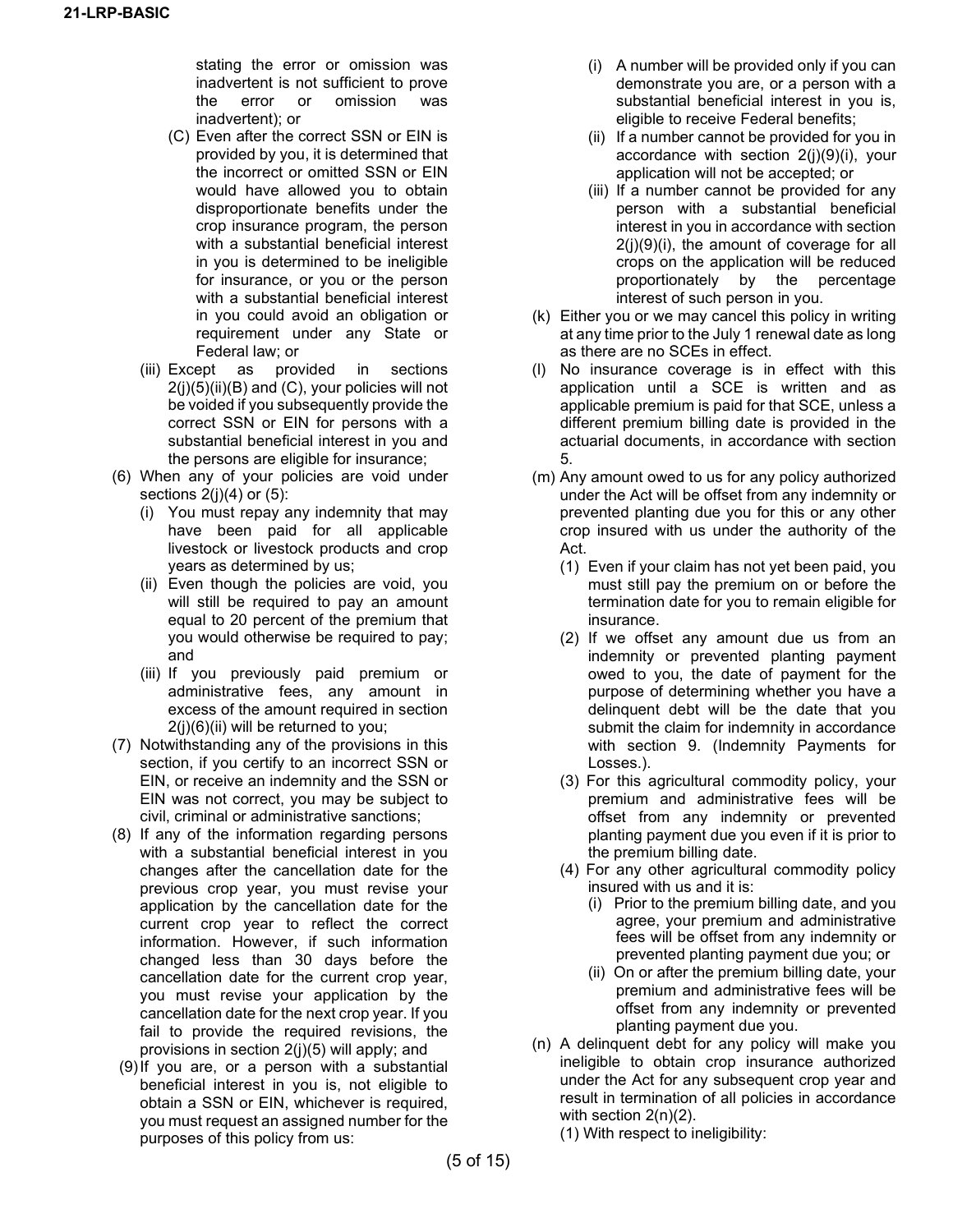stating the error or omission was inadvertent is not sufficient to prove the error or omission was inadvertent); or

(C) Even after the correct SSN or EIN is provided by you, it is determined that the incorrect or omitted SSN or EIN would have allowed you to obtain disproportionate benefits under the crop insurance program, the person with a substantial beneficial interest in you is determined to be ineligible for insurance, or you or the person with a substantial beneficial interest in you could avoid an obligation or requirement under any State or Federal law; or

(iii) Except as provided in sections 2(j)(5)(ii)(B) and (C), your policies will not be voided if you subsequently provide the correct SSN or EIN for persons with a substantial beneficial interest in you and the persons are eligible for insurance;

(6) When any of your policies are void under sections 2(j)(4) or (5):

(i) You must repay any indemnity that may have been paid for all applicable livestock or livestock products and crop years as determined by us;

(ii) Even though the policies are void, you will still be required to pay an amount equal to 20 percent of the premium that you would otherwise be required to pay; and

(iii) If you previously paid premium or administrative fees, any amount in excess of the amount required in section 2(j)(6)(ii) will be returned to you;

(7) Notwithstanding any of the provisions in this section, if you certify to an incorrect SSN or EIN, or receive an indemnity and the SSN or EIN was not correct, you may be subject to civil, criminal or administrative sanctions;

(8) If any of the information regarding persons with a substantial beneficial interest in you changes after the cancellation date for the previous crop year, you must revise your application by the cancellation date for the current crop year to reflect the correct information. However, if such information changed less than 30 days before the cancellation date for the current crop year, you must revise your application by the cancellation date for the next crop year. If you fail to provide the required revisions, the provisions in section 2(j)(5) will apply; and

(9) If you are, or a person with a substantial beneficial interest in you is, not eligible to obtain a SSN or EIN, whichever is required, you must request an assigned number for the purposes of this policy from us:

(i) A number will be provided only if you can demonstrate you are, or a person with a substantial beneficial interest in you is, eligible to receive Federal benefits;

(ii) If a number cannot be provided for you in accordance with section 2(j)(9)(i), your application will not be accepted; or

(iii) If a number cannot be provided for any person with a substantial beneficial interest in you in accordance with section 2(j)(9)(i), the amount of coverage for all crops on the application will be reduced proportionately by the percentage interest of such person in you.

(k) Either you or we may cancel this policy in writing at any time prior to the July 1 renewal date as long as there are no SCEs in effect.

(l) No insurance coverage is in effect with this application until a SCE is written and as applicable premium is paid for that SCE, unless a different premium billing date is provided in the actuarial documents, in accordance with section 5.

(m) Any amount owed to us for any policy authorized under the Act will be offset from any indemnity or prevented planting due you for this or any other crop insured with us under the authority of the Act.

(1) Even if your claim has not yet been paid, you must still pay the premium on or before the termination date for you to remain eligible for insurance.

(2) If we offset any amount due us from an indemnity or prevented planting payment owed to you, the date of payment for the purpose of determining whether you have a delinquent debt will be the date that you submit the claim for indemnity in accordance with section 9. (Indemnity Payments for Losses.).

(3) For this agricultural commodity policy, your premium and administrative fees will be offset from any indemnity or prevented planting payment due you even if it is prior to the premium billing date.

(4) For any other agricultural commodity policy insured with us and it is:

(i) Prior to the premium billing date, and you agree, your premium and administrative fees will be offset from any indemnity or prevented planting payment due you; or

(ii) On or after the premium billing date, your premium and administrative fees will be offset from any indemnity or prevented planting payment due you.

(n) A delinquent debt for any policy will make you ineligible to obtain crop insurance authorized under the Act for any subsequent crop year and result in termination of all policies in accordance with section 2(n)(2).

(1) With respect to ineligibility: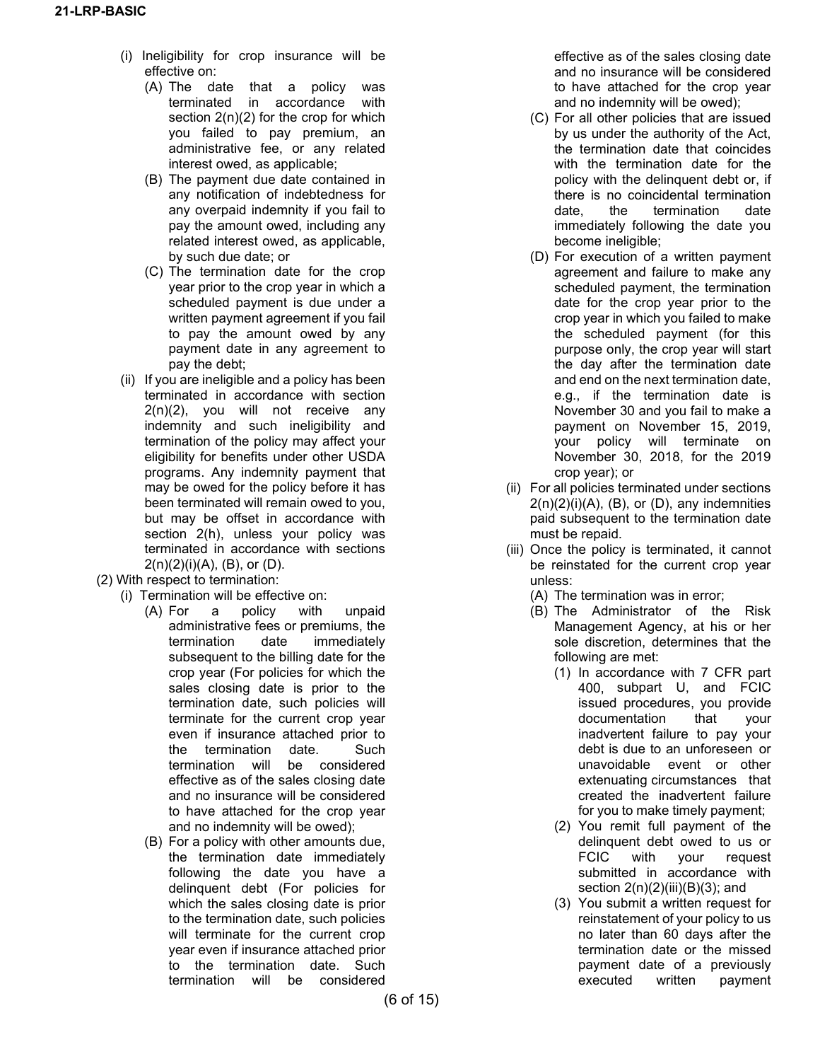(i) Ineligibility for crop insurance will be effective on:

(A) The date that a policy was terminated in accordance with section 2(n)(2) for the crop for which you failed to pay premium, an administrative fee, or any related interest owed, as applicable;

(B) The payment due date contained in any notification of indebtedness for any overpaid indemnity if you fail to pay the amount owed, including any related interest owed, as applicable, by such due date; or

(C) The termination date for the crop year prior to the crop year in which a scheduled payment is due under a written payment agreement if you fail to pay the amount owed by any payment date in any agreement to pay the debt;

(ii) If you are ineligible and a policy has been terminated in accordance with section 2(n)(2), you will not receive any indemnity and such ineligibility and termination of the policy may affect your eligibility for benefits under other USDA programs. Any indemnity payment that may be owed for the policy before it has been terminated will remain owed to you, but may be offset in accordance with section 2(h), unless your policy was terminated in accordance with sections 2(n)(2)(i)(A), (B), or (D).

(2) With respect to termination:

(i) Termination will be effective on:

(A) For a policy with unpaid administrative fees or premiums, the termination date immediately subsequent to the billing date for the crop year (For policies for which the sales closing date is prior to the termination date, such policies will terminate for the current crop year even if insurance attached prior to the termination date. Such termination will be considered effective as of the sales closing date and no insurance will be considered to have attached for the crop year and no indemnity will be owed);

(B) For a policy with other amounts due, the termination date immediately following the date you have a delinquent debt (For policies for which the sales closing date is prior to the termination date, such policies will terminate for the current crop year even if insurance attached prior to the termination date. Such termination will be considered effective as of the sales closing date and no insurance will be considered to have attached for the crop year and no indemnity will be owed);

(C) For all other policies that are issued by us under the authority of the Act, the termination date that coincides with the termination date for the policy with the delinquent debt or, if there is no coincidental termination date, the termination date immediately following the date you become ineligible;

(D) For execution of a written payment agreement and failure to make any scheduled payment, the termination date for the crop year prior to the crop year in which you failed to make the scheduled payment (for this purpose only, the crop year will start the day after the termination date and end on the next termination date, e.g., if the termination date is November 30 and you fail to make a payment on November 15, 2019, your policy will terminate on November 30, 2018, for the 2019 crop year); or

(ii) For all policies terminated under sections 2(n)(2)(i)(A), (B), or (D), any indemnities paid subsequent to the termination date must be repaid.

(iii) Once the policy is terminated, it cannot be reinstated for the current crop year unless:

(A) The termination was in error;

(B) The Administrator of the Risk Management Agency, at his or her sole discretion, determines that the following are met:

(1) In accordance with 7 CFR part 400, subpart U, and FCIC issued procedures, you provide documentation that your inadvertent failure to pay your debt is due to an unforeseen or unavoidable event or other extenuating circumstances that created the inadvertent failure for you to make timely payment;

(2) You remit full payment of the delinquent debt owed to us or FCIC with your request submitted in accordance with section 2(n)(2)(iii)(B)(3); and

(3) You submit a written request for reinstatement of your policy to us no later than 60 days after the termination date or the missed payment date of a previously executed written payment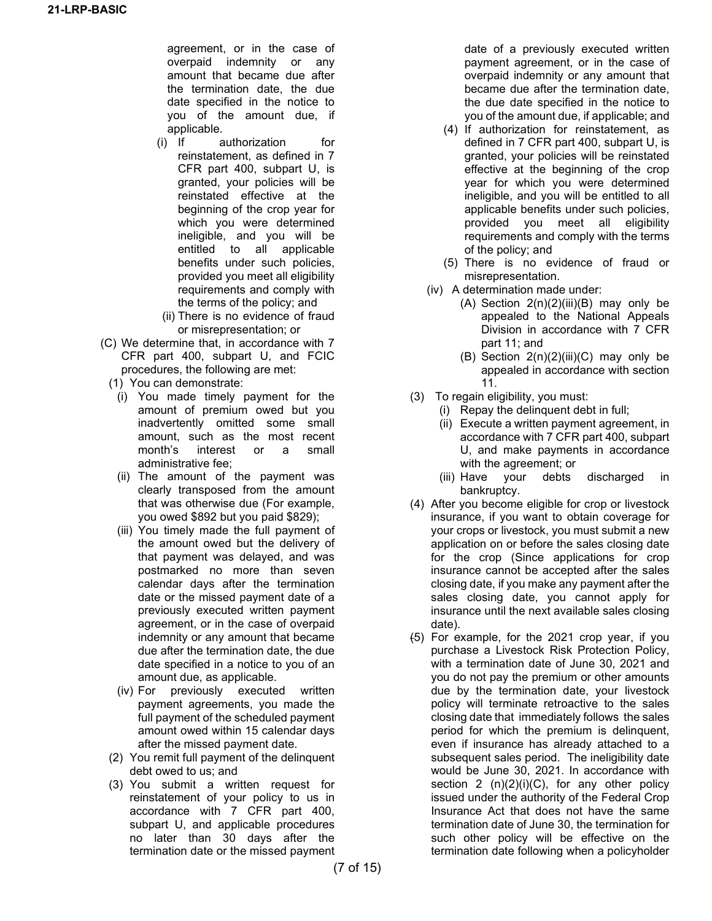agreement, or in the case of overpaid indemnity or any amount that became due after the termination date, the due date specified in the notice to you of the amount due, if applicable.

(i) If authorization for reinstatement, as defined in 7 CFR part 400, subpart U, is granted, your policies will be reinstated effective at the beginning of the crop year for which you were determined ineligible, and you will be entitled to all applicable benefits under such policies, provided you meet all eligibility requirements and comply with the terms of the policy; and

(ii) There is no evidence of fraud or misrepresentation; or

(C) We determine that, in accordance with 7 CFR part 400, subpart U, and FCIC procedures, the following are met:

(1) You can demonstrate:

(i) You made timely payment for the amount of premium owed but you inadvertently omitted some small amount, such as the most recent month's interest or a small administrative fee;

(ii) The amount of the payment was clearly transposed from the amount that was otherwise due (For example, you owed $892 but you paid $829);

(iii) You timely made the full payment of the amount owed but the delivery of that payment was delayed, and was postmarked no more than seven calendar days after the termination date or the missed payment date of a previously executed written payment agreement, or in the case of overpaid indemnity or any amount that became due after the termination date, the due date specified in a notice to you of an amount due, as applicable.

(iv) For previously executed written payment agreements, you made the full payment of the scheduled payment amount owed within 15 calendar days after the missed payment date.

(2) You remit full payment of the delinquent debt owed to us; and

(3) You submit a written request for reinstatement of your policy to us in accordance with 7 CFR part 400, subpart U, and applicable procedures no later than 30 days after the termination date or the missed payment date of a previously executed written payment agreement, or in the case of overpaid indemnity or any amount that became due after the termination date, the due date specified in the notice to you of the amount due, if applicable; and

(4) If authorization for reinstatement, as defined in 7 CFR part 400, subpart U, is granted, your policies will be reinstated effective at the beginning of the crop year for which you were determined ineligible, and you will be entitled to all applicable benefits under such policies, provided you meet all eligibility requirements and comply with the terms of the policy; and

(5) There is no evidence of fraud or misrepresentation.

(iv) A determination made under:

(A) Section 2(n)(2)(iii)(B) may only be appealed to the National Appeals Division in accordance with 7 CFR part 11; and

(B) Section 2(n)(2)(iii)(C) may only be appealed in accordance with section 11.

(3) To regain eligibility, you must:

(i) Repay the delinquent debt in full;

(ii) Execute a written payment agreement, in accordance with 7 CFR part 400, subpart U, and make payments in accordance with the agreement; or

(iii) Have your debts discharged in bankruptcy.

(4) After you become eligible for crop or livestock insurance, if you want to obtain coverage for your crops or livestock, you must submit a new application on or before the sales closing date for the crop (Since applications for crop insurance cannot be accepted after the sales closing date, if you make any payment after the sales closing date, you cannot apply for insurance until the next available sales closing date).

(5) For example, for the 2021 crop year, if you purchase a Livestock Risk Protection Policy, with a termination date of June 30, 2021 and you do not pay the premium or other amounts due by the termination date, your livestock policy will terminate retroactive to the sales closing date that immediately follows the sales period for which the premium is delinquent, even if insurance has already attached to a subsequent sales period. The ineligibility date would be June 30, 2021. In accordance with section 2 (n)(2)(i)(C), for any other policy issued under the authority of the Federal Crop Insurance Act that does not have the same termination date of June 30, the termination for such other policy will be effective on the termination date following when a policyholder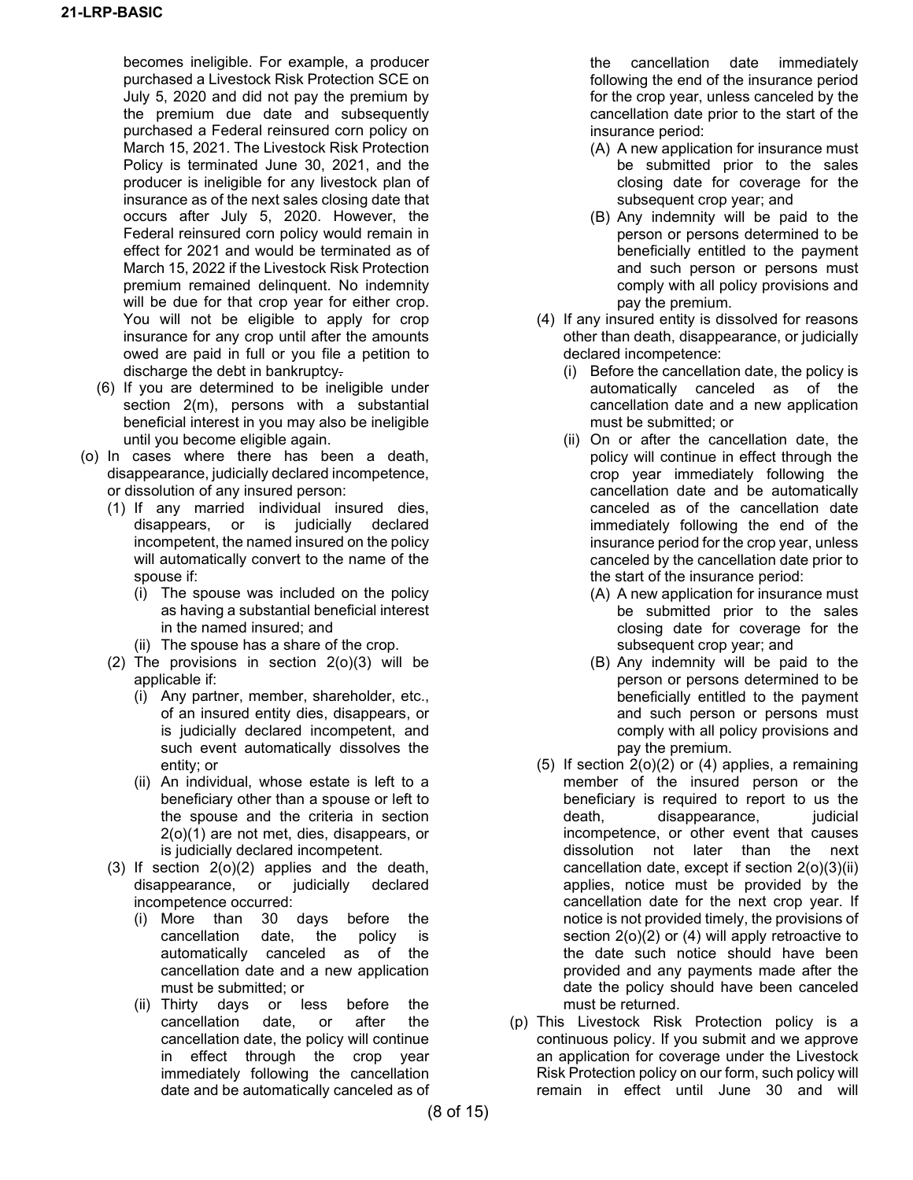becomes ineligible. For example, a producer purchased a Livestock Risk Protection SCE on July 5, 2020 and did not pay the premium by the premium due date and subsequently purchased a Federal reinsured corn policy on March 15, 2021. The Livestock Risk Protection Policy is terminated June 30, 2021, and the producer is ineligible for any livestock plan of insurance as of the next sales closing date that occurs after July 5, 2020. However, the Federal reinsured corn policy would remain in effect for 2021 and would be terminated as of March 15, 2022 if the Livestock Risk Protection premium remained delinquent. No indemnity will be due for that crop year for either crop. You will not be eligible to apply for crop insurance for any crop until after the amounts owed are paid in full or you file a petition to discharge the debt in bankruptcy.

(6) If you are determined to be ineligible under section 2(m), persons with a substantial beneficial interest in you may also be ineligible until you become eligible again.

(o) In cases where there has been a death, disappearance, judicially declared incompetence, or dissolution of any insured person:

(1) If any married individual insured dies, disappears, or is judicially declared incompetent, the named insured on the policy will automatically convert to the name of the spouse if:

(i) The spouse was included on the policy as having a substantial beneficial interest in the named insured; and

(ii) The spouse has a share of the crop.

(2) The provisions in section 2(o)(3) will be applicable if:

(i) Any partner, member, shareholder, etc., of an insured entity dies, disappears, or is judicially declared incompetent, and such event automatically dissolves the entity; or

(ii) An individual, whose estate is left to a beneficiary other than a spouse or left to the spouse and the criteria in section 2(o)(1) are not met, dies, disappears, or is judicially declared incompetent.

(3) If section 2(o)(2) applies and the death, disappearance, or judicially declared incompetence occurred:

(i) More than 30 days before the cancellation date, the policy is automatically canceled as of the cancellation date and a new application must be submitted; or

(ii) Thirty days or less before the cancellation date, or after the cancellation date, the policy will continue in effect through the crop year immediately following the cancellation date and be automatically canceled as of the cancellation date immediately following the end of the insurance period for the crop year, unless canceled by the cancellation date prior to the start of the insurance period:

(A) A new application for insurance must be submitted prior to the sales closing date for coverage for the subsequent crop year; and

(B) Any indemnity will be paid to the person or persons determined to be beneficially entitled to the payment and such person or persons must comply with all policy provisions and pay the premium.

(4) If any insured entity is dissolved for reasons other than death, disappearance, or judicially declared incompetence:

(i) Before the cancellation date, the policy is automatically canceled as of the cancellation date and a new application must be submitted; or

(ii) On or after the cancellation date, the policy will continue in effect through the crop year immediately following the cancellation date and be automatically canceled as of the cancellation date immediately following the end of the insurance period for the crop year, unless canceled by the cancellation date prior to the start of the insurance period:

(A) A new application for insurance must be submitted prior to the sales closing date for coverage for the subsequent crop year; and

(B) Any indemnity will be paid to the person or persons determined to be beneficially entitled to the payment and such person or persons must comply with all policy provisions and pay the premium.

(5) If section 2(o)(2) or (4) applies, a remaining member of the insured person or the beneficiary is required to report to us the death, disappearance, judicial incompetence, or other event that causes dissolution not later than the next cancellation date, except if section 2(o)(3)(ii) applies, notice must be provided by the cancellation date for the next crop year. If notice is not provided timely, the provisions of section 2(o)(2) or (4) will apply retroactive to the date such notice should have been provided and any payments made after the date the policy should have been canceled must be returned.

(p) This Livestock Risk Protection policy is a continuous policy. If you submit and we approve an application for coverage under the Livestock Risk Protection policy on our form, such policy will remain in effect until June 30 and will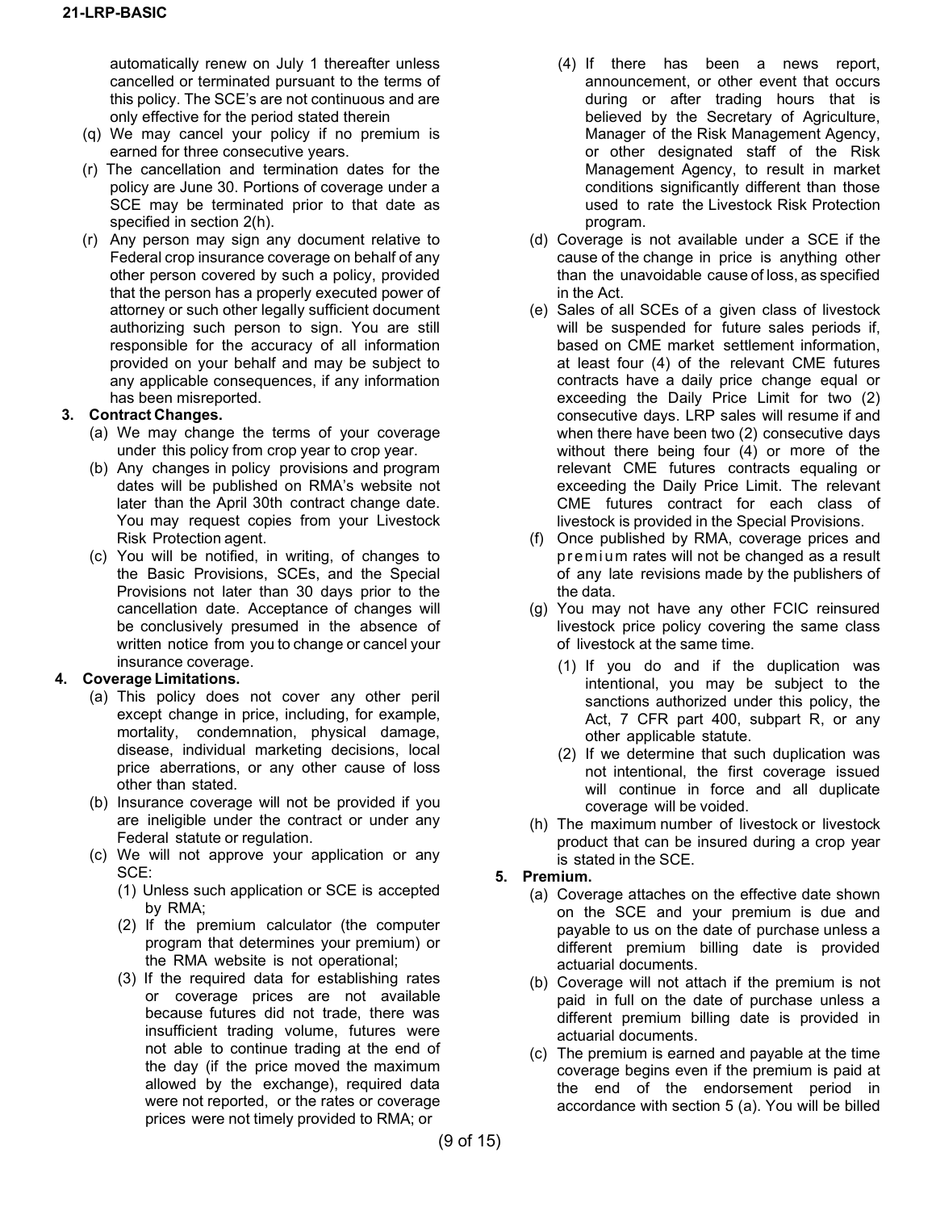automatically renew on July 1 thereafter unless cancelled or terminated pursuant to the terms of this policy. The SCE's are not continuous and are only effective for the period stated therein

(q) We may cancel your policy if no premium is earned for three consecutive years.

(r) The cancellation and termination dates for the policy are June 30. Portions of coverage under a SCE may be terminated prior to that date as specified in section 2(h).

(r) Any person may sign any document relative to Federal crop insurance coverage on behalf of any other person covered by such a policy, provided that the person has a properly executed power of attorney or such other legally sufficient document authorizing such person to sign. You are still responsible for the accuracy of all information provided on your behalf and may be subject to any applicable consequences, if any information has been misreported.

**3. Contract Changes.**

(a) We may change the terms of your coverage under this policy from crop year to crop year.

(b) Any changes in policy provisions and program dates will be published on RMA's website not later than the April 30th contract change date. You may request copies from your Livestock Risk Protection agent.

(c) You will be notified, in writing, of changes to the Basic Provisions, SCEs, and the Special Provisions not later than 30 days prior to the cancellation date. Acceptance of changes will be conclusively presumed in the absence of written notice from you to change or cancel your insurance coverage.

**4. Coverage Limitations.**

(a) This policy does not cover any other peril except change in price, including, for example, mortality, condemnation, physical damage, disease, individual marketing decisions, local price aberrations, or any other cause of loss other than stated.

(b) Insurance coverage will not be provided if you are ineligible under the contract or under any Federal statute or regulation.

(c) We will not approve your application or any SCE:

(1) Unless such application or SCE is accepted by RMA;

(2) If the premium calculator (the computer program that determines your premium) or the RMA website is not operational;

(3) If the required data for establishing rates or coverage prices are not available because futures did not trade, there was insufficient trading volume, futures were not able to continue trading at the end of the day (if the price moved the maximum allowed by the exchange), required data were not reported, or the rates or coverage prices were not timely provided to RMA; or

(4) If there has been a news report, announcement, or other event that occurs during or after trading hours that is believed by the Secretary of Agriculture, Manager of the Risk Management Agency, or other designated staff of the Risk Management Agency, to result in market conditions significantly different than those used to rate the Livestock Risk Protection program.

(d) Coverage is not available under a SCE if the cause of the change in price is anything other than the unavoidable cause of loss, as specified in the Act.

(e) Sales of all SCEs of a given class of livestock will be suspended for future sales periods if, based on CME market settlement information, at least four (4) of the relevant CME futures contracts have a daily price change equal or exceeding the Daily Price Limit for two (2) consecutive days. LRP sales will resume if and when there have been two (2) consecutive days without there being four (4) or more of the relevant CME futures contracts equaling or exceeding the Daily Price Limit. The relevant CME futures contract for each class of livestock is provided in the Special Provisions.

(f) Once published by RMA, coverage prices and premium rates will not be changed as a result of any late revisions made by the publishers of the data.

(g) You may not have any other FCIC reinsured livestock price policy covering the same class of livestock at the same time.

(1) If you do and if the duplication was intentional, you may be subject to the sanctions authorized under this policy, the Act, 7 CFR part 400, subpart R, or any other applicable statute.

(2) If we determine that such duplication was not intentional, the first coverage issued will continue in force and all duplicate coverage will be voided.

(h) The maximum number of livestock or livestock product that can be insured during a crop year is stated in the SCE.

**5. Premium.**

(a) Coverage attaches on the effective date shown on the SCE and your premium is due and payable to us on the date of purchase unless a different premium billing date is provided actuarial documents.

(b) Coverage will not attach if the premium is not paid in full on the date of purchase unless a different premium billing date is provided in actuarial documents.

(c) The premium is earned and payable at the time coverage begins even if the premium is paid at the end of the endorsement period in accordance with section 5 (a). You will be billed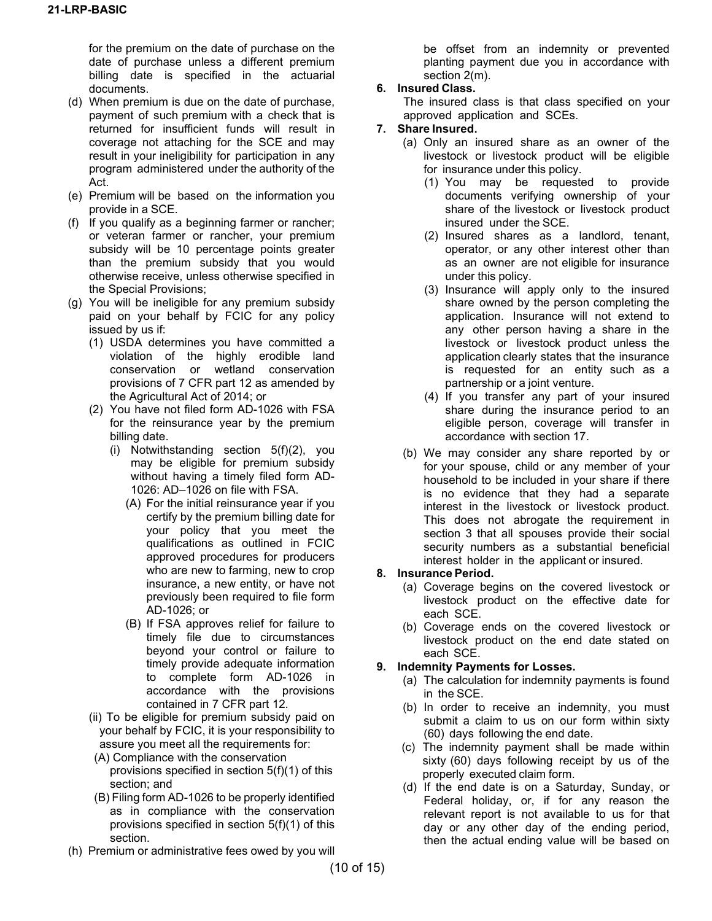for the premium on the date of purchase on the date of purchase unless a different premium billing date is specified in the actuarial documents.

(d) When premium is due on the date of purchase, payment of such premium with a check that is returned for insufficient funds will result in coverage not attaching for the SCE and may result in your ineligibility for participation in any program administered under the authority of the Act.

(e) Premium will be based on the information you provide in a SCE.

(f) If you qualify as a beginning farmer or rancher; or veteran farmer or rancher, your premium subsidy will be 10 percentage points greater than the premium subsidy that you would otherwise receive, unless otherwise specified in the Special Provisions;

(g) You will be ineligible for any premium subsidy paid on your behalf by FCIC for any policy issued by us if:

  (1) USDA determines you have committed a violation of the highly erodible land conservation or wetland conservation provisions of 7 CFR part 12 as amended by the Agricultural Act of 2014; or

  (2) You have not filed form AD-1026 with FSA for the reinsurance year by the premium billing date.

    (i) Notwithstanding section 5(f)(2), you may be eligible for premium subsidy without having a timely filed form AD-1026: AD–1026 on file with FSA.

      (A) For the initial reinsurance year if you certify by the premium billing date for your policy that you meet the qualifications as outlined in FCIC approved procedures for producers who are new to farming, new to crop insurance, a new entity, or have not previously been required to file form AD-1026; or

      (B) If FSA approves relief for failure to timely file due to circumstances beyond your control or failure to timely provide adequate information to complete form AD-1026 in accordance with the provisions contained in 7 CFR part 12.

    (ii) To be eligible for premium subsidy paid on your behalf by FCIC, it is your responsibility to assure you meet all the requirements for:

      (A) Compliance with the conservation provisions specified in section 5(f)(1) of this section; and

      (B) Filing form AD-1026 to be properly identified as in compliance with the conservation provisions specified in section 5(f)(1) of this section.

(h) Premium or administrative fees owed by you will be offset from an indemnity or prevented planting payment due you in accordance with section 2(m).

**6. Insured Class.**

The insured class is that class specified on your approved application and SCEs.

**7. Share Insured.**

(a) Only an insured share as an owner of the livestock or livestock product will be eligible for insurance under this policy.

  (1) You may be requested to provide documents verifying ownership of your share of the livestock or livestock product insured under the SCE.

  (2) Insured shares as a landlord, tenant, operator, or any other interest other than as an owner are not eligible for insurance under this policy.

  (3) Insurance will apply only to the insured share owned by the person completing the application. Insurance will not extend to any other person having a share in the livestock or livestock product unless the application clearly states that the insurance is requested for an entity such as a partnership or a joint venture.

  (4) If you transfer any part of your insured share during the insurance period to an eligible person, coverage will transfer in accordance with section 17.

(b) We may consider any share reported by or for your spouse, child or any member of your household to be included in your share if there is no evidence that they had a separate interest in the livestock or livestock product. This does not abrogate the requirement in section 3 that all spouses provide their social security numbers as a substantial beneficial interest holder in the applicant or insured.

**8. Insurance Period.**

(a) Coverage begins on the covered livestock or livestock product on the effective date for each SCE.

(b) Coverage ends on the covered livestock or livestock product on the end date stated on each SCE.

**9. Indemnity Payments for Losses.**

(a) The calculation for indemnity payments is found in the SCE.

(b) In order to receive an indemnity, you must submit a claim to us on our form within sixty (60) days following the end date.

(c) The indemnity payment shall be made within sixty (60) days following receipt by us of the properly executed claim form.

(d) If the end date is on a Saturday, Sunday, or Federal holiday, or, if for any reason the relevant report is not available to us for that day or any other day of the ending period, then the actual ending value will be based on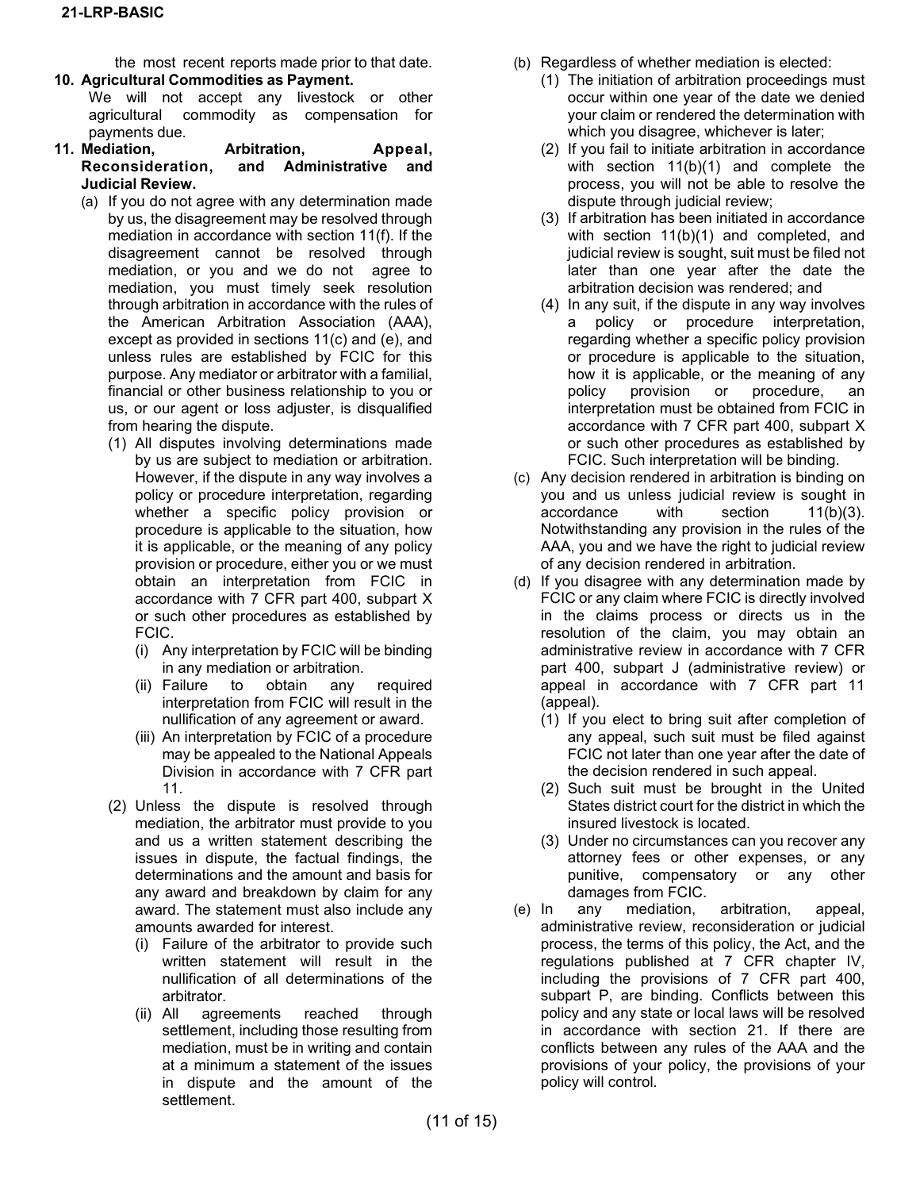the most recent reports made prior to that date.

**10. Agricultural Commodities as Payment.**

We will not accept any livestock or other agricultural commodity as compensation for payments due.

**11. Mediation, Arbitration, Appeal, Reconsideration, and Administrative and Judicial Review.**

(a) If you do not agree with any determination made by us, the disagreement may be resolved through mediation in accordance with section 11(f). If the disagreement cannot be resolved through mediation, or you and we do not agree to mediation, you must timely seek resolution through arbitration in accordance with the rules of the American Arbitration Association (AAA), except as provided in sections 11(c) and (e), and unless rules are established by FCIC for this purpose. Any mediator or arbitrator with a familial, financial or other business relationship to you or us, or our agent or loss adjuster, is disqualified from hearing the dispute.

(1) All disputes involving determinations made by us are subject to mediation or arbitration. However, if the dispute in any way involves a policy or procedure interpretation, regarding whether a specific policy provision or procedure is applicable to the situation, how it is applicable, or the meaning of any policy provision or procedure, either you or we must obtain an interpretation from FCIC in accordance with 7 CFR part 400, subpart X or such other procedures as established by FCIC.

(i) Any interpretation by FCIC will be binding in any mediation or arbitration.

(ii) Failure to obtain any required interpretation from FCIC will result in the nullification of any agreement or award.

(iii) An interpretation by FCIC of a procedure may be appealed to the National Appeals Division in accordance with 7 CFR part 11.

(2) Unless the dispute is resolved through mediation, the arbitrator must provide to you and us a written statement describing the issues in dispute, the factual findings, the determinations and the amount and basis for any award and breakdown by claim for any award. The statement must also include any amounts awarded for interest.

(i) Failure of the arbitrator to provide such written statement will result in the nullification of all determinations of the arbitrator.

(ii) All agreements reached through settlement, including those resulting from mediation, must be in writing and contain at a minimum a statement of the issues in dispute and the amount of the settlement.

(b) Regardless of whether mediation is elected:

(1) The initiation of arbitration proceedings must occur within one year of the date we denied your claim or rendered the determination with which you disagree, whichever is later;

(2) If you fail to initiate arbitration in accordance with section 11(b)(1) and complete the process, you will not be able to resolve the dispute through judicial review;

(3) If arbitration has been initiated in accordance with section 11(b)(1) and completed, and judicial review is sought, suit must be filed not later than one year after the date the arbitration decision was rendered; and

(4) In any suit, if the dispute in any way involves a policy or procedure interpretation, regarding whether a specific policy provision or procedure is applicable to the situation, how it is applicable, or the meaning of any policy provision or procedure, an interpretation must be obtained from FCIC in accordance with 7 CFR part 400, subpart X or such other procedures as established by FCIC. Such interpretation will be binding.

(c) Any decision rendered in arbitration is binding on you and us unless judicial review is sought in accordance with section 11(b)(3). Notwithstanding any provision in the rules of the AAA, you and we have the right to judicial review of any decision rendered in arbitration.

(d) If you disagree with any determination made by FCIC or any claim where FCIC is directly involved in the claims process or directs us in the resolution of the claim, you may obtain an administrative review in accordance with 7 CFR part 400, subpart J (administrative review) or appeal in accordance with 7 CFR part 11 (appeal).

(1) If you elect to bring suit after completion of any appeal, such suit must be filed against FCIC not later than one year after the date of the decision rendered in such appeal.

(2) Such suit must be brought in the United States district court for the district in which the insured livestock is located.

(3) Under no circumstances can you recover any attorney fees or other expenses, or any punitive, compensatory or any other damages from FCIC.

(e) In any mediation, arbitration, appeal, administrative review, reconsideration or judicial process, the terms of this policy, the Act, and the regulations published at 7 CFR chapter IV, including the provisions of 7 CFR part 400, subpart P, are binding. Conflicts between this policy and any state or local laws will be resolved in accordance with section 21. If there are conflicts between any rules of the AAA and the provisions of your policy, the provisions of your policy will control.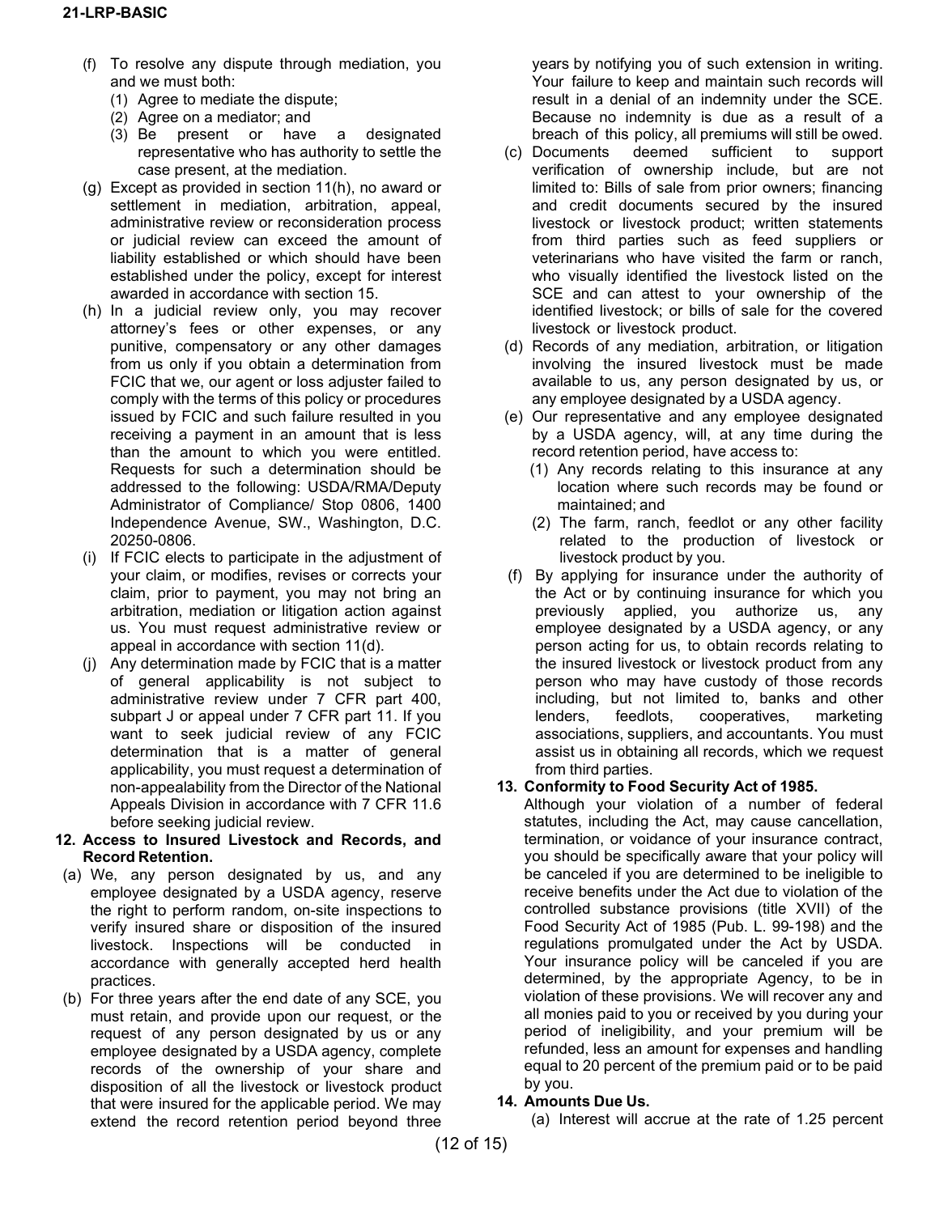(f) To resolve any dispute through mediation, you and we must both:
   (1) Agree to mediate the dispute;
   (2) Agree on a mediator; and
   (3) Be present or have a designated representative who has authority to settle the case present, at the mediation.

(g) Except as provided in section 11(h), no award or settlement in mediation, arbitration, appeal, administrative review or reconsideration process or judicial review can exceed the amount of liability established or which should have been established under the policy, except for interest awarded in accordance with section 15.

(h) In a judicial review only, you may recover attorney's fees or other expenses, or any punitive, compensatory or any other damages from us only if you obtain a determination from FCIC that we, our agent or loss adjuster failed to comply with the terms of this policy or procedures issued by FCIC and such failure resulted in you receiving a payment in an amount that is less than the amount to which you were entitled. Requests for such a determination should be addressed to the following: USDA/RMA/Deputy Administrator of Compliance/ Stop 0806, 1400 Independence Avenue, SW., Washington, D.C. 20250-0806.

(i) If FCIC elects to participate in the adjustment of your claim, or modifies, revises or corrects your claim, prior to payment, you may not bring an arbitration, mediation or litigation action against us. You must request administrative review or appeal in accordance with section 11(d).

(j) Any determination made by FCIC that is a matter of general applicability is not subject to administrative review under 7 CFR part 400, subpart J or appeal under 7 CFR part 11. If you want to seek judicial review of any FCIC determination that is a matter of general applicability, you must request a determination of non-appealability from the Director of the National Appeals Division in accordance with 7 CFR 11.6 before seeking judicial review.

**12. Access to Insured Livestock and Records, and Record Retention.**

(a) We, any person designated by us, and any employee designated by a USDA agency, reserve the right to perform random, on-site inspections to verify insured share or disposition of the insured livestock. Inspections will be conducted in accordance with generally accepted herd health practices.

(b) For three years after the end date of any SCE, you must retain, and provide upon our request, or the request of any person designated by us or any employee designated by a USDA agency, complete records of the ownership of your share and disposition of all the livestock or livestock product that were insured for the applicable period. We may extend the record retention period beyond three years by notifying you of such extension in writing. Your failure to keep and maintain such records will result in a denial of an indemnity under the SCE. Because no indemnity is due as a result of a breach of this policy, all premiums will still be owed.

(c) Documents deemed sufficient to support verification of ownership include, but are not limited to: Bills of sale from prior owners; financing and credit documents secured by the insured livestock or livestock product; written statements from third parties such as feed suppliers or veterinarians who have visited the farm or ranch, who visually identified the livestock listed on the SCE and can attest to your ownership of the identified livestock; or bills of sale for the covered livestock or livestock product.

(d) Records of any mediation, arbitration, or litigation involving the insured livestock must be made available to us, any person designated by us, or any employee designated by a USDA agency.

(e) Our representative and any employee designated by a USDA agency, will, at any time during the record retention period, have access to:
   (1) Any records relating to this insurance at any location where such records may be found or maintained; and
   (2) The farm, ranch, feedlot or any other facility related to the production of livestock or livestock product by you.

(f) By applying for insurance under the authority of the Act or by continuing insurance for which you previously applied, you authorize us, any employee designated by a USDA agency, or any person acting for us, to obtain records relating to the insured livestock or livestock product from any person who may have custody of those records including, but not limited to, banks and other lenders, feedlots, cooperatives, marketing associations, suppliers, and accountants. You must assist us in obtaining all records, which we request from third parties.

**13. Conformity to Food Security Act of 1985.**

Although your violation of a number of federal statutes, including the Act, may cause cancellation, termination, or voidance of your insurance contract, you should be specifically aware that your policy will be canceled if you are determined to be ineligible to receive benefits under the Act due to violation of the controlled substance provisions (title XVII) of the Food Security Act of 1985 (Pub. L. 99-198) and the regulations promulgated under the Act by USDA. Your insurance policy will be canceled if you are determined, by the appropriate Agency, to be in violation of these provisions. We will recover any and all monies paid to you or received by you during your period of ineligibility, and your premium will be refunded, less an amount for expenses and handling equal to 20 percent of the premium paid or to be paid by you.

**14. Amounts Due Us.**

(a) Interest will accrue at the rate of 1.25 percent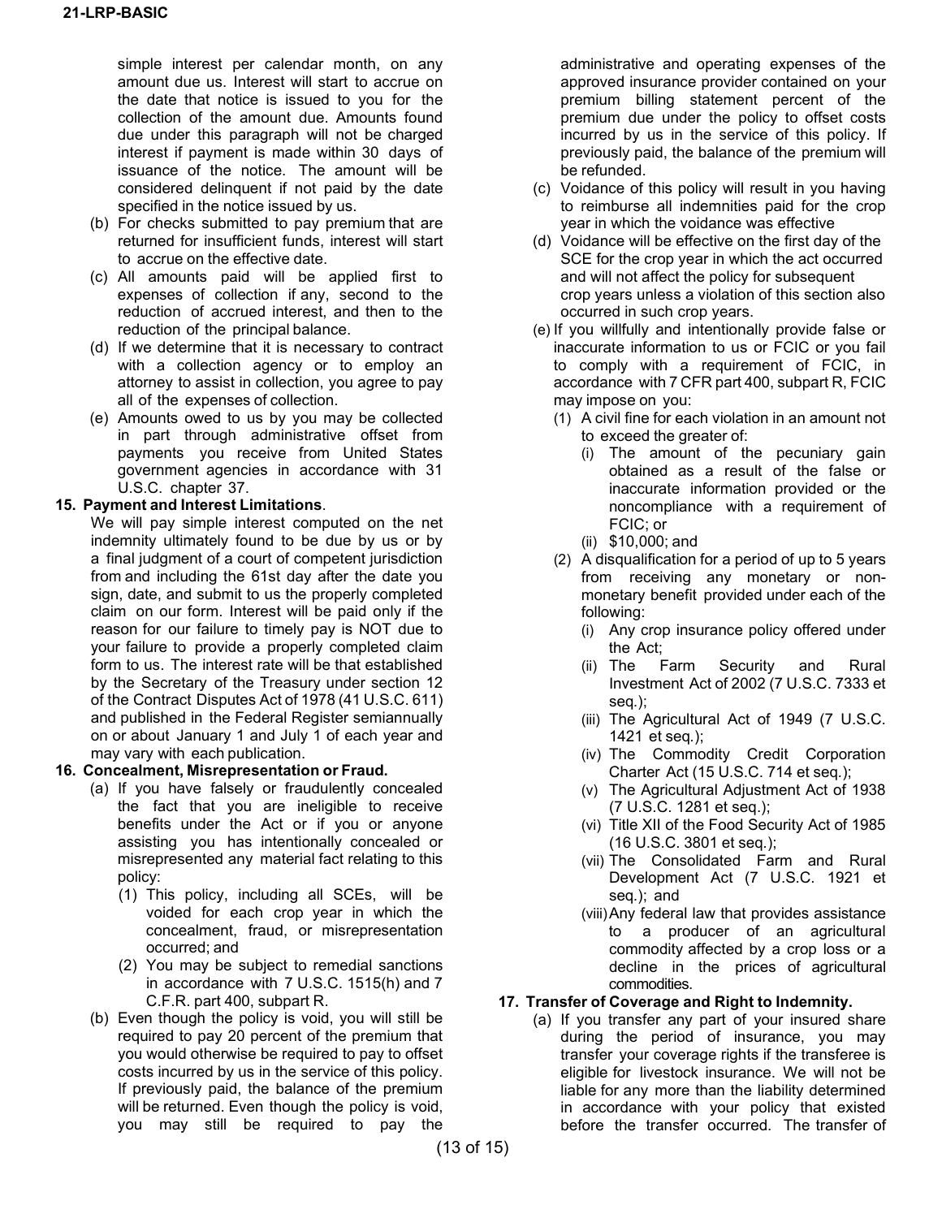simple interest per calendar month, on any amount due us. Interest will start to accrue on the date that notice is issued to you for the collection of the amount due. Amounts found due under this paragraph will not be charged interest if payment is made within 30 days of issuance of the notice. The amount will be considered delinquent if not paid by the date specified in the notice issued by us.

(b) For checks submitted to pay premium that are returned for insufficient funds, interest will start to accrue on the effective date.

(c) All amounts paid will be applied first to expenses of collection if any, second to the reduction of accrued interest, and then to the reduction of the principal balance.

(d) If we determine that it is necessary to contract with a collection agency or to employ an attorney to assist in collection, you agree to pay all of the expenses of collection.

(e) Amounts owed to us by you may be collected in part through administrative offset from payments you receive from United States government agencies in accordance with 31 U.S.C. chapter 37.

**15. Payment and Interest Limitations.**

We will pay simple interest computed on the net indemnity ultimately found to be due by us or by a final judgment of a court of competent jurisdiction from and including the 61st day after the date you sign, date, and submit to us the properly completed claim on our form. Interest will be paid only if the reason for our failure to timely pay is NOT due to your failure to provide a properly completed claim form to us. The interest rate will be that established by the Secretary of the Treasury under section 12 of the Contract Disputes Act of 1978 (41 U.S.C. 611) and published in the Federal Register semiannually on or about January 1 and July 1 of each year and may vary with each publication.

**16. Concealment, Misrepresentation or Fraud.**

(a) If you have falsely or fraudulently concealed the fact that you are ineligible to receive benefits under the Act or if you or anyone assisting you has intentionally concealed or misrepresented any material fact relating to this policy:

(1) This policy, including all SCEs, will be voided for each crop year in which the concealment, fraud, or misrepresentation occurred; and

(2) You may be subject to remedial sanctions in accordance with 7 U.S.C. 1515(h) and 7 C.F.R. part 400, subpart R.

(b) Even though the policy is void, you will still be required to pay 20 percent of the premium that you would otherwise be required to pay to offset costs incurred by us in the service of this policy. If previously paid, the balance of the premium will be returned. Even though the policy is void, you may still be required to pay the administrative and operating expenses of the approved insurance provider contained on your premium billing statement percent of the premium due under the policy to offset costs incurred by us in the service of this policy. If previously paid, the balance of the premium will be refunded.

(c) Voidance of this policy will result in you having to reimburse all indemnities paid for the crop year in which the voidance was effective

(d) Voidance will be effective on the first day of the SCE for the crop year in which the act occurred and will not affect the policy for subsequent crop years unless a violation of this section also occurred in such crop years.

(e) If you willfully and intentionally provide false or inaccurate information to us or FCIC or you fail to comply with a requirement of FCIC, in accordance with 7 CFR part 400, subpart R, FCIC may impose on you:

(1) A civil fine for each violation in an amount not to exceed the greater of:

(i) The amount of the pecuniary gain obtained as a result of the false or inaccurate information provided or the noncompliance with a requirement of FCIC; or

(ii) $10,000; and

(2) A disqualification for a period of up to 5 years from receiving any monetary or non-monetary benefit provided under each of the following:

(i) Any crop insurance policy offered under the Act;

(ii) The Farm Security and Rural Investment Act of 2002 (7 U.S.C. 7333 et seq.);

(iii) The Agricultural Act of 1949 (7 U.S.C. 1421 et seq.);

(iv) The Commodity Credit Corporation Charter Act (15 U.S.C. 714 et seq.);

(v) The Agricultural Adjustment Act of 1938 (7 U.S.C. 1281 et seq.);

(vi) Title XII of the Food Security Act of 1985 (16 U.S.C. 3801 et seq.);

(vii) The Consolidated Farm and Rural Development Act (7 U.S.C. 1921 et seq.); and

(viii) Any federal law that provides assistance to a producer of an agricultural commodity affected by a crop loss or a decline in the prices of agricultural commodities.

**17. Transfer of Coverage and Right to Indemnity.**

(a) If you transfer any part of your insured share during the period of insurance, you may transfer your coverage rights if the transferee is eligible for livestock insurance. We will not be liable for any more than the liability determined in accordance with your policy that existed before the transfer occurred. The transfer of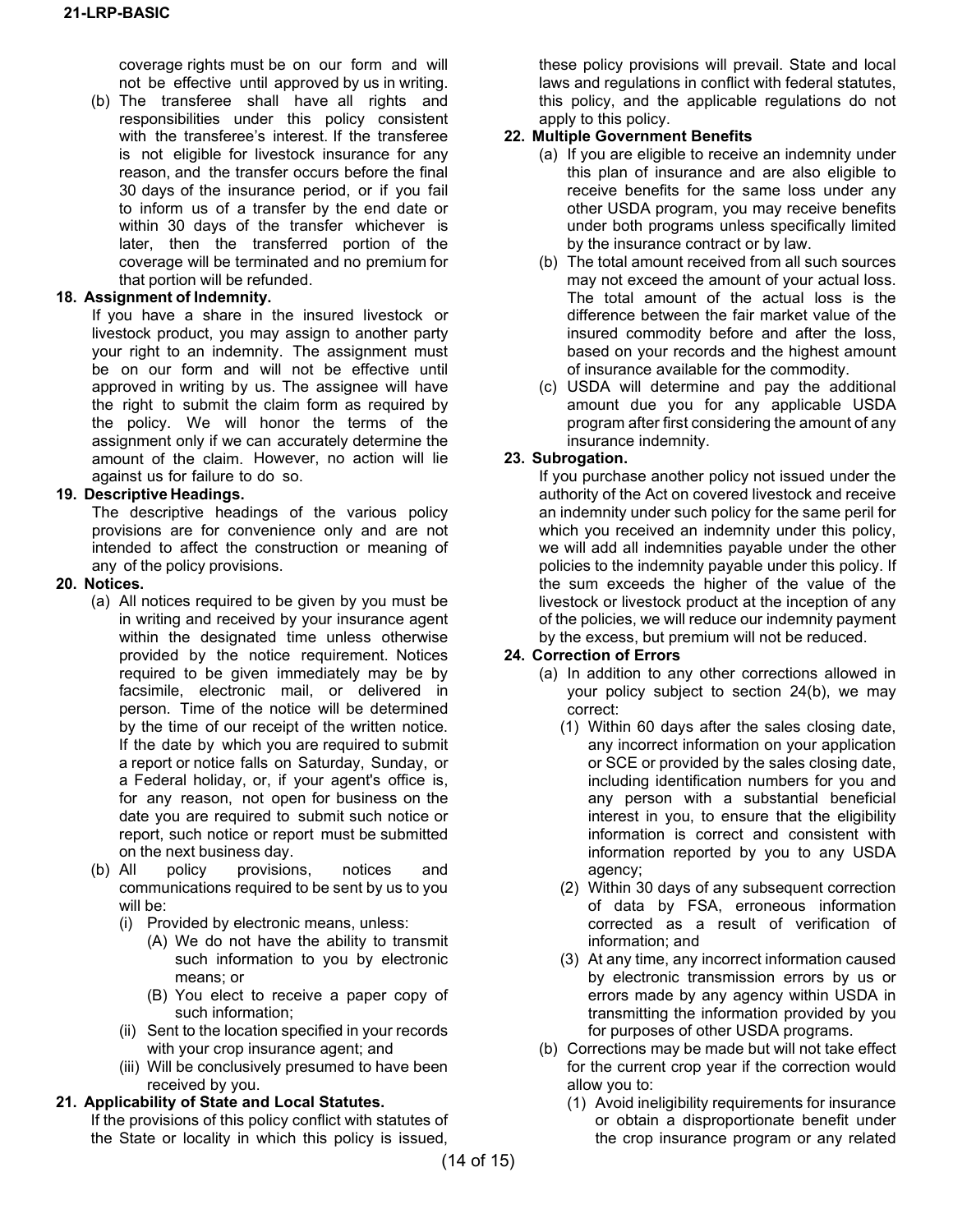coverage rights must be on our form and will not be effective until approved by us in writing.

(b) The transferee shall have all rights and responsibilities under this policy consistent with the transferee's interest. If the transferee is not eligible for livestock insurance for any reason, and the transfer occurs before the final 30 days of the insurance period, or if you fail to inform us of a transfer by the end date or within 30 days of the transfer whichever is later, then the transferred portion of the coverage will be terminated and no premium for that portion will be refunded.

**18. Assignment of Indemnity.**

If you have a share in the insured livestock or livestock product, you may assign to another party your right to an indemnity. The assignment must be on our form and will not be effective until approved in writing by us. The assignee will have the right to submit the claim form as required by the policy. We will honor the terms of the assignment only if we can accurately determine the amount of the claim. However, no action will lie against us for failure to do so.

**19. Descriptive Headings.**

The descriptive headings of the various policy provisions are for convenience only and are not intended to affect the construction or meaning of any of the policy provisions.

**20. Notices.**

(a) All notices required to be given by you must be in writing and received by your insurance agent within the designated time unless otherwise provided by the notice requirement. Notices required to be given immediately may be by facsimile, electronic mail, or delivered in person. Time of the notice will be determined by the time of our receipt of the written notice. If the date by which you are required to submit a report or notice falls on Saturday, Sunday, or a Federal holiday, or, if your agent's office is, for any reason, not open for business on the date you are required to submit such notice or report, such notice or report must be submitted on the next business day.

(b) All policy provisions, notices and communications required to be sent by us to you will be:

(i) Provided by electronic means, unless:

(A) We do not have the ability to transmit such information to you by electronic means; or

(B) You elect to receive a paper copy of such information;

(ii) Sent to the location specified in your records with your crop insurance agent; and

(iii) Will be conclusively presumed to have been received by you.

**21. Applicability of State and Local Statutes.**

If the provisions of this policy conflict with statutes of the State or locality in which this policy is issued, these policy provisions will prevail. State and local laws and regulations in conflict with federal statutes, this policy, and the applicable regulations do not apply to this policy.

**22. Multiple Government Benefits**

(a) If you are eligible to receive an indemnity under this plan of insurance and are also eligible to receive benefits for the same loss under any other USDA program, you may receive benefits under both programs unless specifically limited by the insurance contract or by law.

(b) The total amount received from all such sources may not exceed the amount of your actual loss. The total amount of the actual loss is the difference between the fair market value of the insured commodity before and after the loss, based on your records and the highest amount of insurance available for the commodity.

(c) USDA will determine and pay the additional amount due you for any applicable USDA program after first considering the amount of any insurance indemnity.

**23. Subrogation.**

If you purchase another policy not issued under the authority of the Act on covered livestock and receive an indemnity under such policy for the same peril for which you received an indemnity under this policy, we will add all indemnities payable under the other policies to the indemnity payable under this policy. If the sum exceeds the higher of the value of the livestock or livestock product at the inception of any of the policies, we will reduce our indemnity payment by the excess, but premium will not be reduced.

**24. Correction of Errors**

(a) In addition to any other corrections allowed in your policy subject to section 24(b), we may correct:

(1) Within 60 days after the sales closing date, any incorrect information on your application or SCE or provided by the sales closing date, including identification numbers for you and any person with a substantial beneficial interest in you, to ensure that the eligibility information is correct and consistent with information reported by you to any USDA agency;

(2) Within 30 days of any subsequent correction of data by FSA, erroneous information corrected as a result of verification of information; and

(3) At any time, any incorrect information caused by electronic transmission errors by us or errors made by any agency within USDA in transmitting the information provided by you for purposes of other USDA programs.

(b) Corrections may be made but will not take effect for the current crop year if the correction would allow you to:

(1) Avoid ineligibility requirements for insurance or obtain a disproportionate benefit under the crop insurance program or any related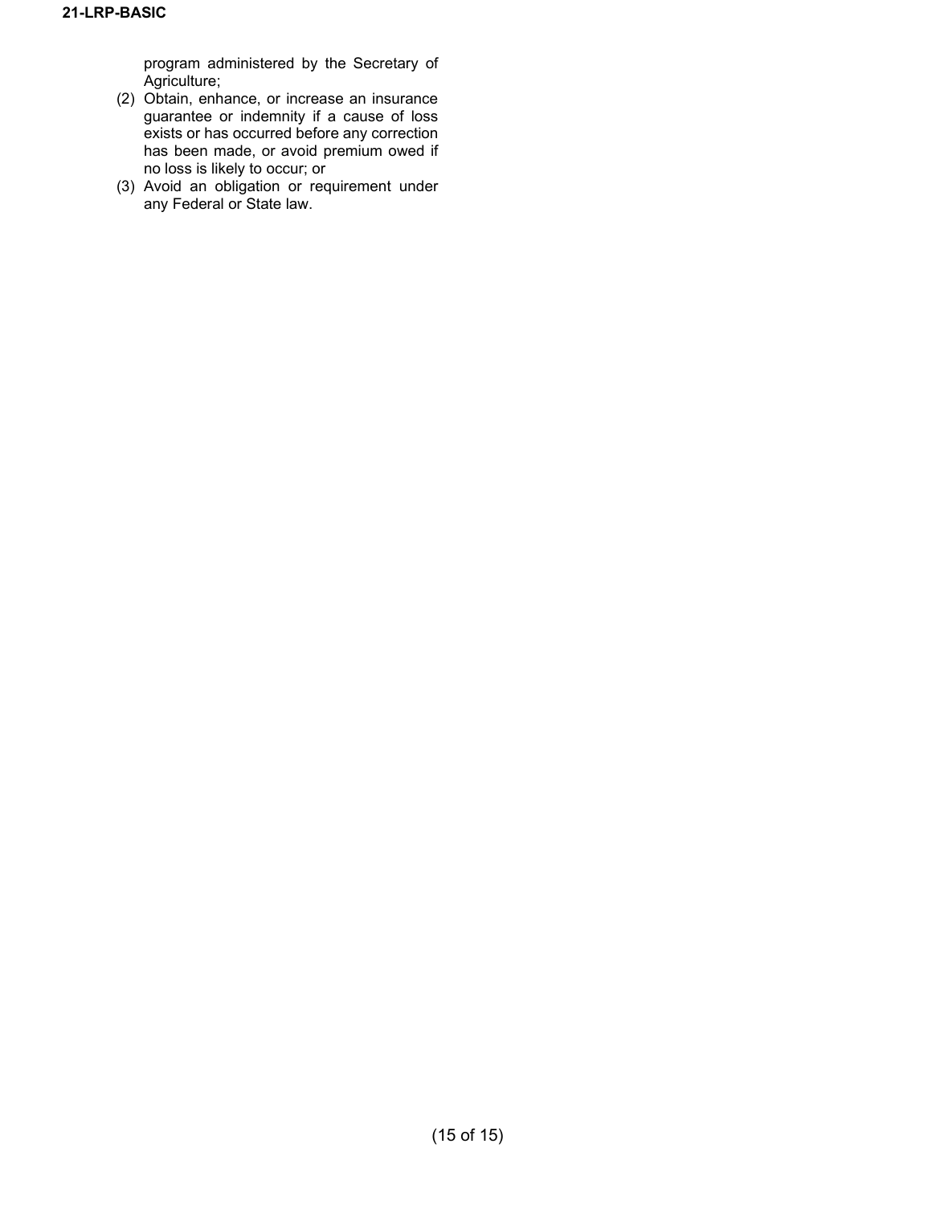program administered by the Secretary of Agriculture;

(2) Obtain, enhance, or increase an insurance guarantee or indemnity if a cause of loss exists or has occurred before any correction has been made, or avoid premium owed if no loss is likely to occur; or

(3) Avoid an obligation or requirement under any Federal or State law.